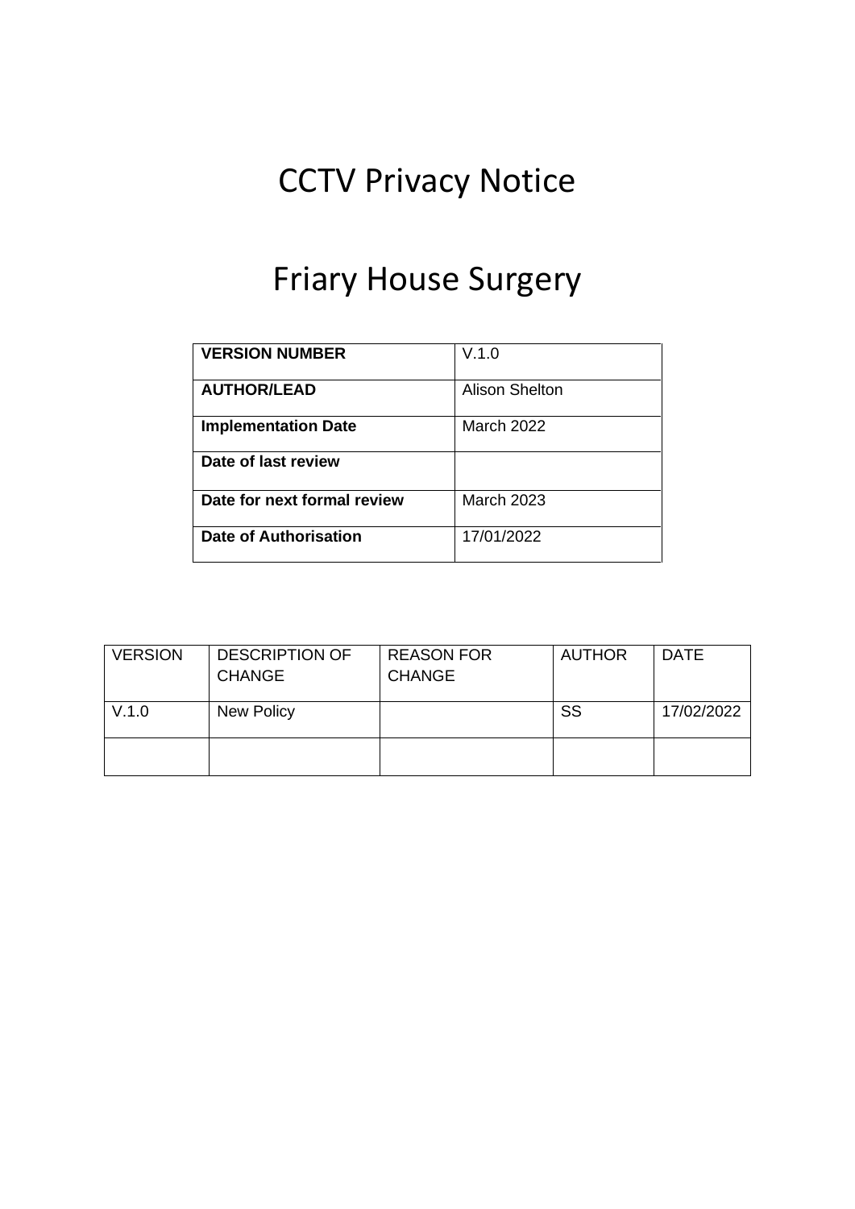# CCTV Privacy Notice

# Friary House Surgery

| **VERSION NUMBER** | V.1.0 |
|---|---|
| **AUTHOR/LEAD** | Alison Shelton |
| **Implementation Date** | March 2022 |
| **Date of last review** | |
| **Date for next formal review** | March 2023 |
| **Date of Authorisation** | 17/01/2022 |

| VERSION | DESCRIPTION OF CHANGE | REASON FOR CHANGE | AUTHOR | DATE |
|---|---|---|---|---|
| V.1.0 | New Policy | | SS | 17/02/2022 |
| | | | | |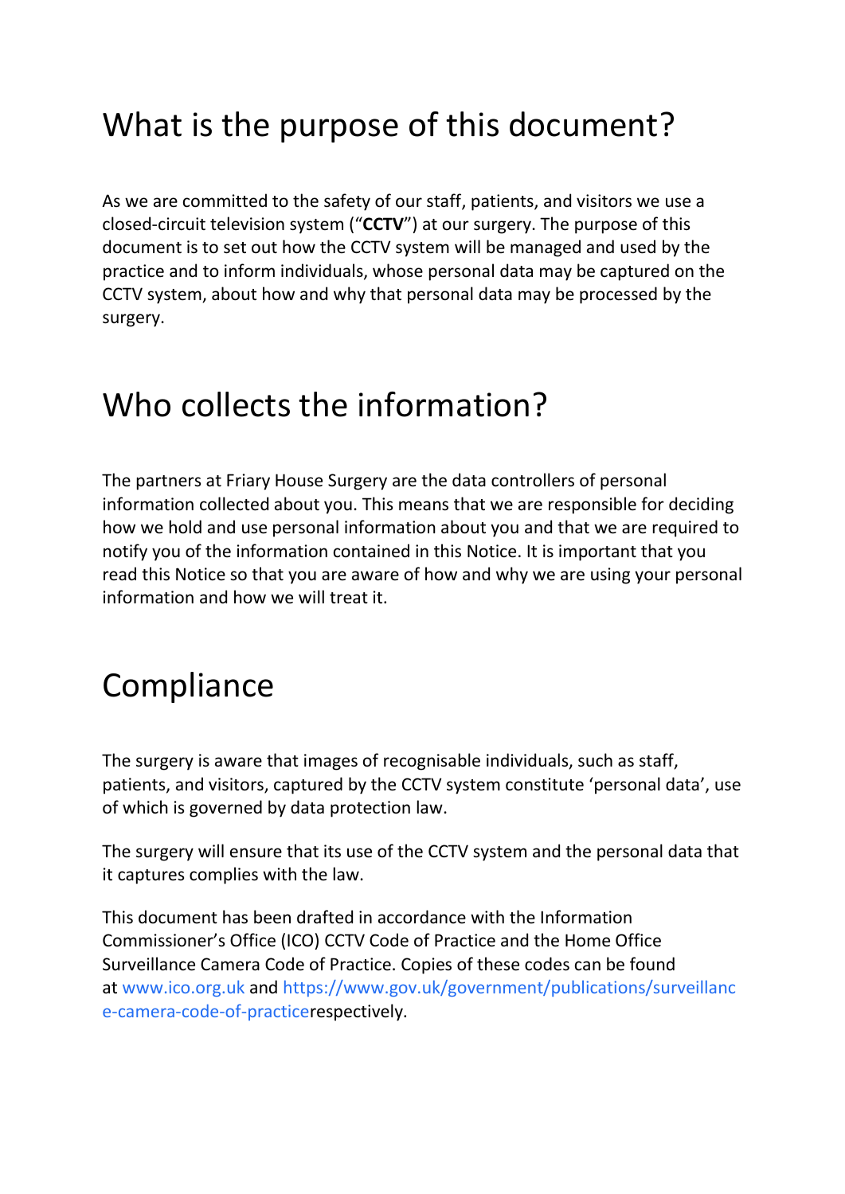# What is the purpose of this document?

As we are committed to the safety of our staff, patients, and visitors we use a closed-circuit television system ("**CCTV**") at our surgery. The purpose of this document is to set out how the CCTV system will be managed and used by the practice and to inform individuals, whose personal data may be captured on the CCTV system, about how and why that personal data may be processed by the surgery.

# Who collects the information?

The partners at Friary House Surgery are the data controllers of personal information collected about you. This means that we are responsible for deciding how we hold and use personal information about you and that we are required to notify you of the information contained in this Notice. It is important that you read this Notice so that you are aware of how and why we are using your personal information and how we will treat it.

# Compliance

The surgery is aware that images of recognisable individuals, such as staff, patients, and visitors, captured by the CCTV system constitute 'personal data', use of which is governed by data protection law.

The surgery will ensure that its use of the CCTV system and the personal data that it captures complies with the law.

This document has been drafted in accordance with the Information Commissioner's Office (ICO) CCTV Code of Practice and the Home Office Surveillance Camera Code of Practice. Copies of these codes can be found at www.ico.org.uk and https://www.gov.uk/government/publications/surveillance-camera-code-of-practicerespectively.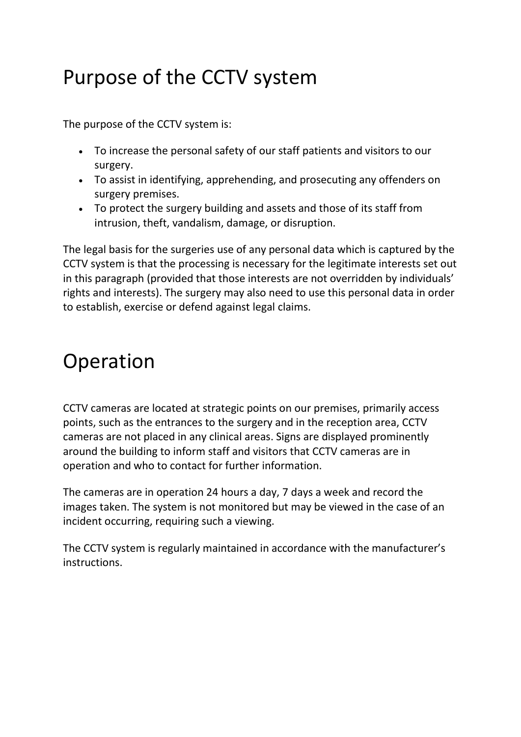# Purpose of the CCTV system

The purpose of the CCTV system is:

- To increase the personal safety of our staff patients and visitors to our surgery.
- To assist in identifying, apprehending, and prosecuting any offenders on surgery premises.
- To protect the surgery building and assets and those of its staff from intrusion, theft, vandalism, damage, or disruption.

The legal basis for the surgeries use of any personal data which is captured by the CCTV system is that the processing is necessary for the legitimate interests set out in this paragraph (provided that those interests are not overridden by individuals' rights and interests). The surgery may also need to use this personal data in order to establish, exercise or defend against legal claims.

# Operation

CCTV cameras are located at strategic points on our premises, primarily access points, such as the entrances to the surgery and in the reception area, CCTV cameras are not placed in any clinical areas. Signs are displayed prominently around the building to inform staff and visitors that CCTV cameras are in operation and who to contact for further information.

The cameras are in operation 24 hours a day, 7 days a week and record the images taken. The system is not monitored but may be viewed in the case of an incident occurring, requiring such a viewing.

The CCTV system is regularly maintained in accordance with the manufacturer's instructions.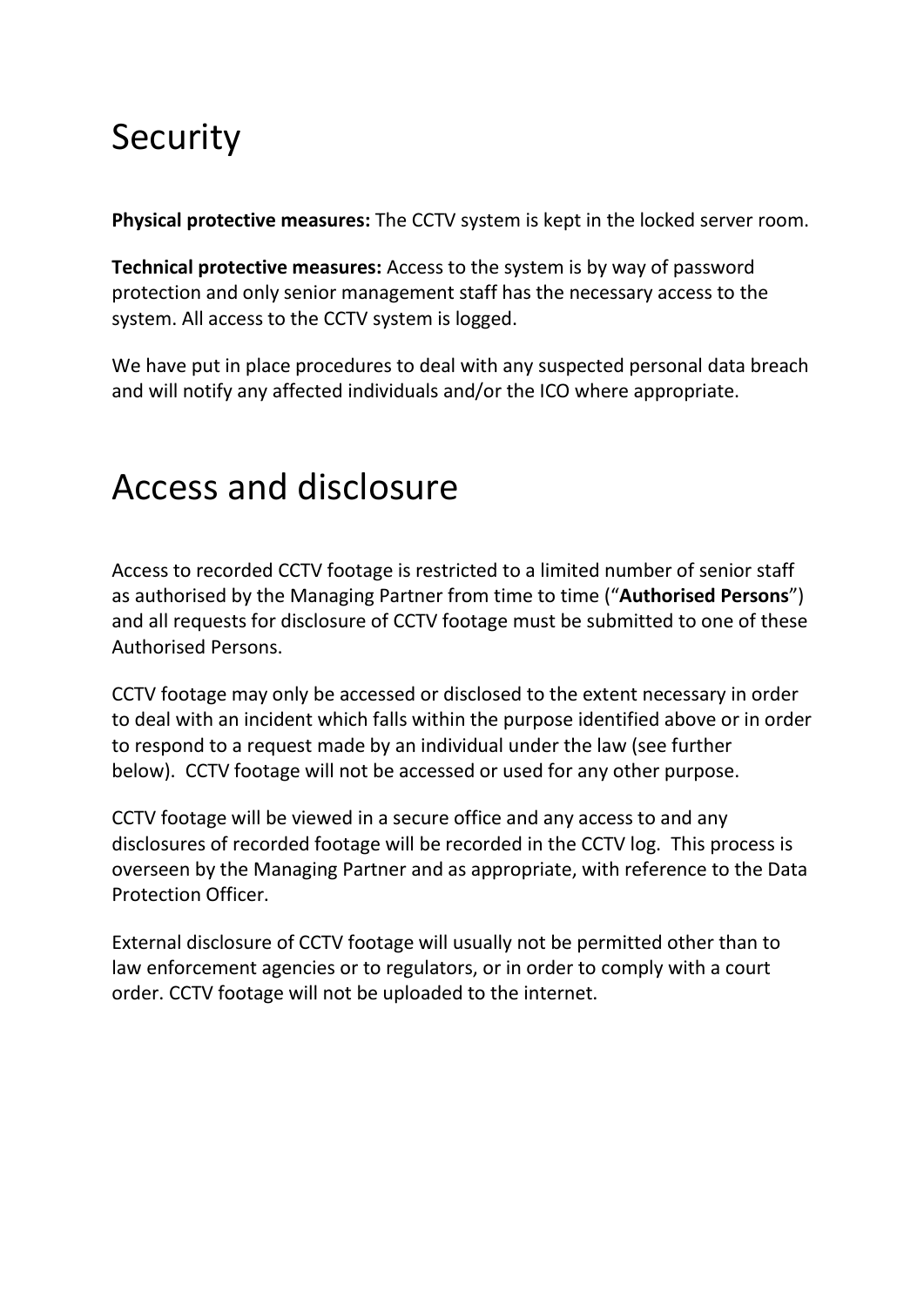# Security

**Physical protective measures:** The CCTV system is kept in the locked server room.

**Technical protective measures:** Access to the system is by way of password protection and only senior management staff has the necessary access to the system. All access to the CCTV system is logged.

We have put in place procedures to deal with any suspected personal data breach and will notify any affected individuals and/or the ICO where appropriate.

# Access and disclosure

Access to recorded CCTV footage is restricted to a limited number of senior staff as authorised by the Managing Partner from time to time ("**Authorised Persons**") and all requests for disclosure of CCTV footage must be submitted to one of these Authorised Persons.

CCTV footage may only be accessed or disclosed to the extent necessary in order to deal with an incident which falls within the purpose identified above or in order to respond to a request made by an individual under the law (see further below). CCTV footage will not be accessed or used for any other purpose.

CCTV footage will be viewed in a secure office and any access to and any disclosures of recorded footage will be recorded in the CCTV log. This process is overseen by the Managing Partner and as appropriate, with reference to the Data Protection Officer.

External disclosure of CCTV footage will usually not be permitted other than to law enforcement agencies or to regulators, or in order to comply with a court order. CCTV footage will not be uploaded to the internet.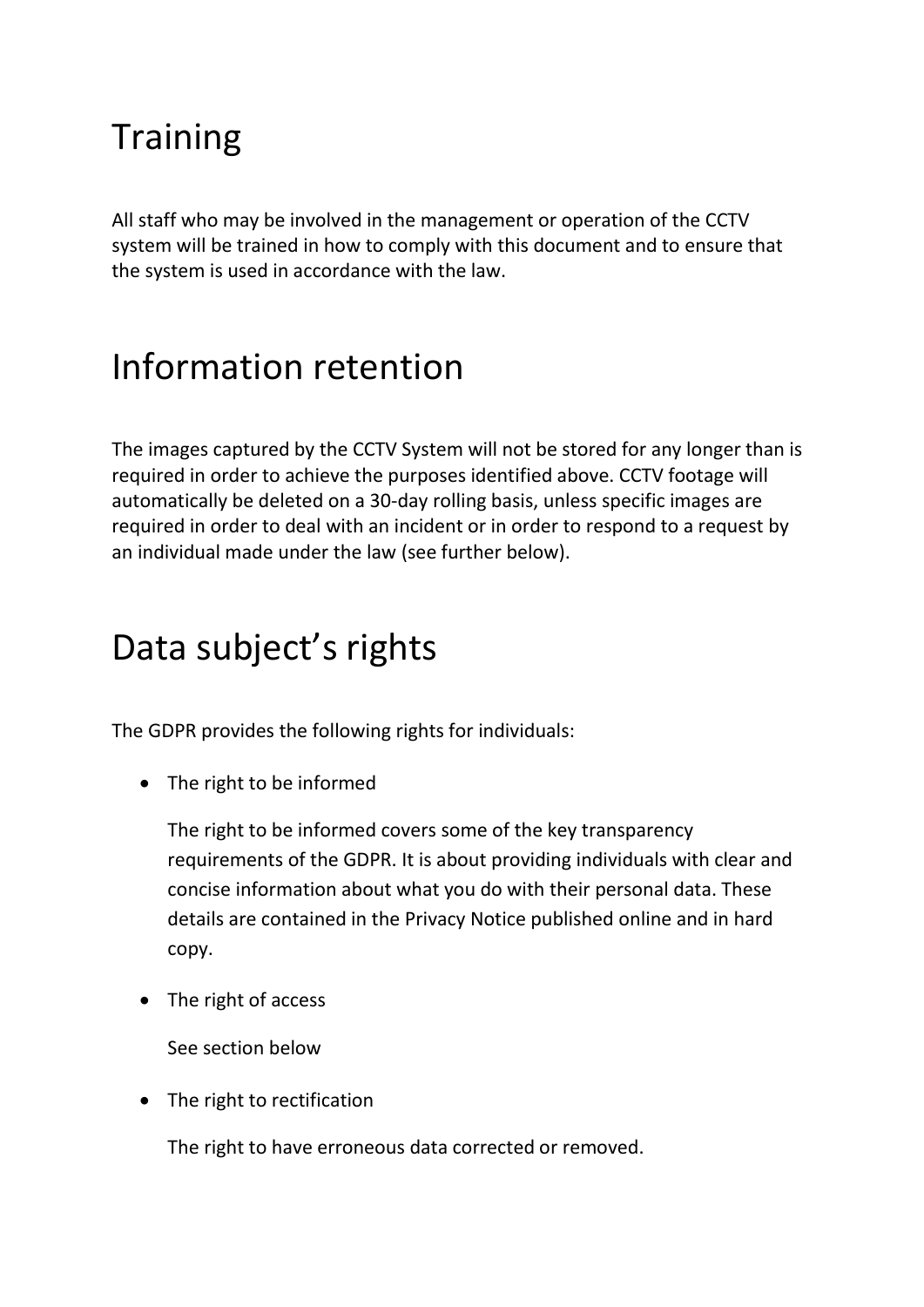## Training

All staff who may be involved in the management or operation of the CCTV system will be trained in how to comply with this document and to ensure that the system is used in accordance with the law.

## Information retention

The images captured by the CCTV System will not be stored for any longer than is required in order to achieve the purposes identified above. CCTV footage will automatically be deleted on a 30-day rolling basis, unless specific images are required in order to deal with an incident or in order to respond to a request by an individual made under the law (see further below).

## Data subject's rights

The GDPR provides the following rights for individuals:

- The right to be informed

  The right to be informed covers some of the key transparency requirements of the GDPR. It is about providing individuals with clear and concise information about what you do with their personal data. These details are contained in the Privacy Notice published online and in hard copy.

- The right of access

  See section below

- The right to rectification

  The right to have erroneous data corrected or removed.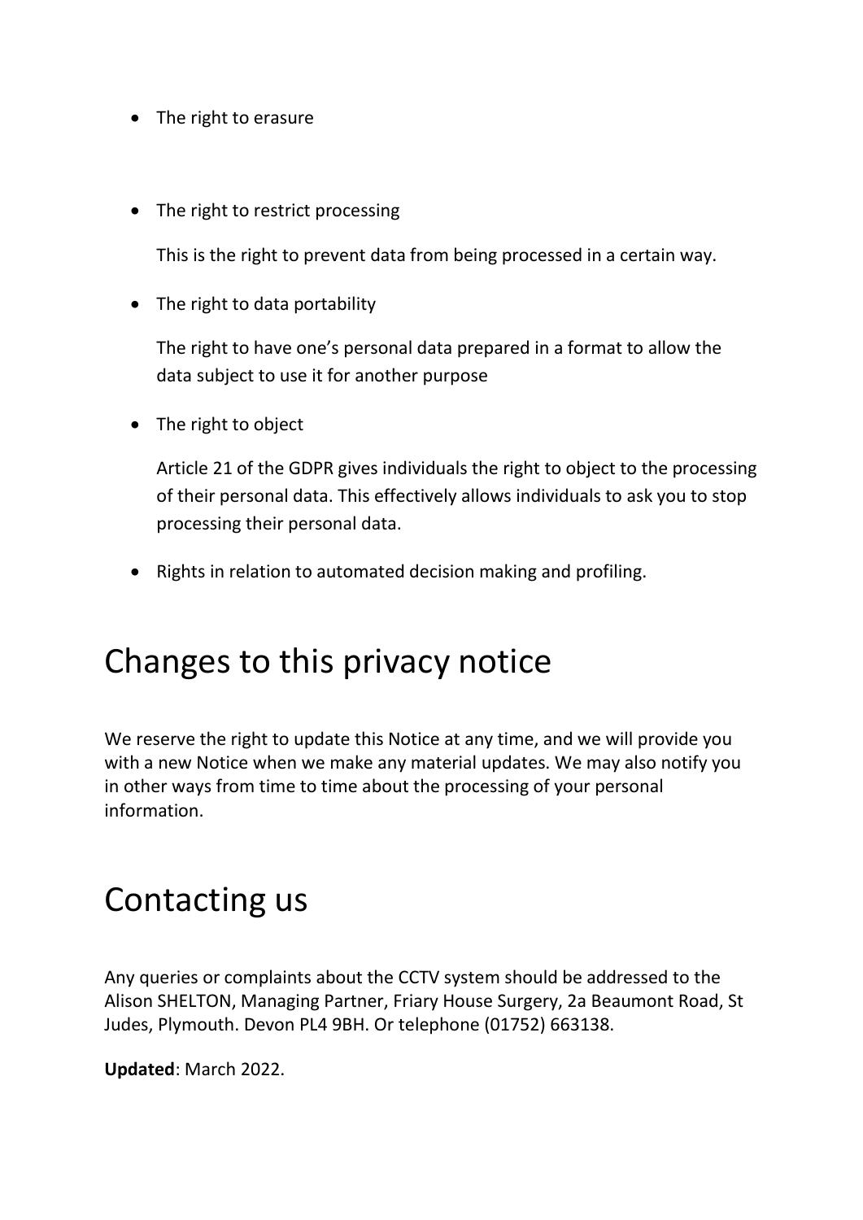- The right to erasure

- The right to restrict processing

  This is the right to prevent data from being processed in a certain way.

- The right to data portability

  The right to have one's personal data prepared in a format to allow the data subject to use it for another purpose

- The right to object

  Article 21 of the GDPR gives individuals the right to object to the processing of their personal data. This effectively allows individuals to ask you to stop processing their personal data.

- Rights in relation to automated decision making and profiling.

# Changes to this privacy notice

We reserve the right to update this Notice at any time, and we will provide you with a new Notice when we make any material updates. We may also notify you in other ways from time to time about the processing of your personal information.

# Contacting us

Any queries or complaints about the CCTV system should be addressed to the Alison SHELTON, Managing Partner, Friary House Surgery, 2a Beaumont Road, St Judes, Plymouth. Devon PL4 9BH. Or telephone (01752) 663138.

**Updated**: March 2022.